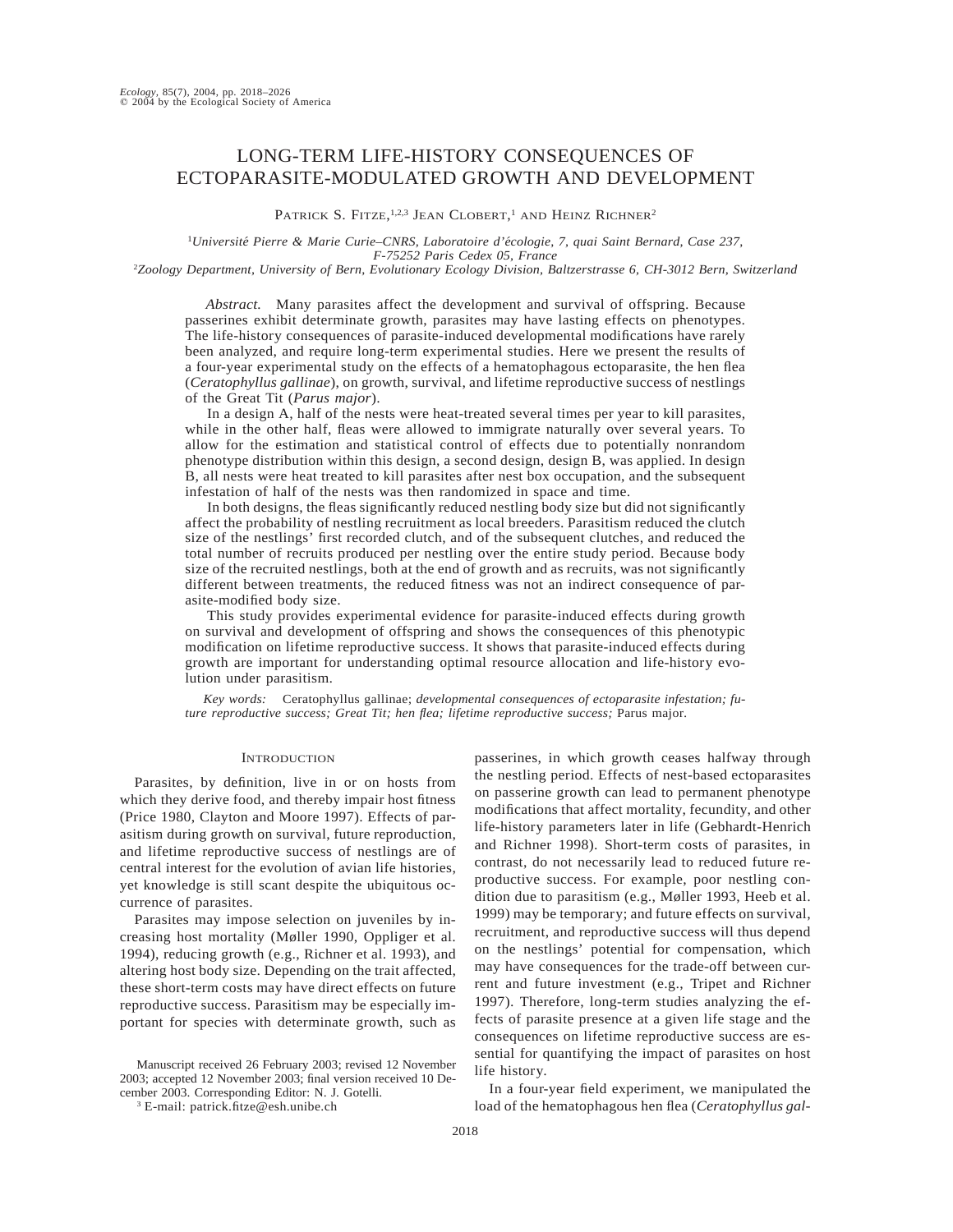# LONG-TERM LIFE-HISTORY CONSEQUENCES OF ECTOPARASITE-MODULATED GROWTH AND DEVELOPMENT

Patrick S. Fitze,[1,2,3] Jean Clobert,[1] and Heinz Richner[2]

[1]*Université Pierre & Marie Curie–CNRS, Laboratoire d'écologie, 7, quai Saint Bernard, Case 237, F-75252 Paris Cedex 05, France*

[2]*Zoology Department, University of Bern, Evolutionary Ecology Division, Baltzerstrasse 6, CH-3012 Bern, Switzerland*

*Abstract.* Many parasites affect the development and survival of offspring. Because passerines exhibit determinate growth, parasites may have lasting effects on phenotypes. The life-history consequences of parasite-induced developmental modifications have rarely been analyzed, and require long-term experimental studies. Here we present the results of a four-year experimental study on the effects of a hematophagous ectoparasite, the hen flea (*Ceratophyllus gallinae*), on growth, survival, and lifetime reproductive success of nestlings of the Great Tit (*Parus major*).

In a design A, half of the nests were heat-treated several times per year to kill parasites, while in the other half, fleas were allowed to immigrate naturally over several years. To allow for the estimation and statistical control of effects due to potentially nonrandom phenotype distribution within this design, a second design, design B, was applied. In design B, all nests were heat treated to kill parasites after nest box occupation, and the subsequent infestation of half of the nests was then randomized in space and time.

In both designs, the fleas significantly reduced nestling body size but did not significantly affect the probability of nestling recruitment as local breeders. Parasitism reduced the clutch size of the nestlings' first recorded clutch, and of the subsequent clutches, and reduced the total number of recruits produced per nestling over the entire study period. Because body size of the recruited nestlings, both at the end of growth and as recruits, was not significantly different between treatments, the reduced fitness was not an indirect consequence of parasite-modified body size.

This study provides experimental evidence for parasite-induced effects during growth on survival and development of offspring and shows the consequences of this phenotypic modification on lifetime reproductive success. It shows that parasite-induced effects during growth are important for understanding optimal resource allocation and life-history evolution under parasitism.

*Key words:* Ceratophyllus gallinae; *developmental consequences of ectoparasite infestation; future reproductive success; Great Tit; hen flea; lifetime reproductive success;* Parus major.

## Introduction

Parasites, by definition, live in or on hosts from which they derive food, and thereby impair host fitness (Price 1980, Clayton and Moore 1997). Effects of parasitism during growth on survival, future reproduction, and lifetime reproductive success of nestlings are of central interest for the evolution of avian life histories, yet knowledge is still scant despite the ubiquitous occurrence of parasites.

Parasites may impose selection on juveniles by increasing host mortality (Møller 1990, Oppliger et al. 1994), reducing growth (e.g., Richner et al. 1993), and altering host body size. Depending on the trait affected, these short-term costs may have direct effects on future reproductive success. Parasitism may be especially important for species with determinate growth, such as passerines, in which growth ceases halfway through the nestling period. Effects of nest-based ectoparasites on passerine growth can lead to permanent phenotype modifications that affect mortality, fecundity, and other life-history parameters later in life (Gebhardt-Henrich and Richner 1998). Short-term costs of parasites, in contrast, do not necessarily lead to reduced future reproductive success. For example, poor nestling condition due to parasitism (e.g., Møller 1993, Heeb et al. 1999) may be temporary; and future effects on survival, recruitment, and reproductive success will thus depend on the nestlings' potential for compensation, which may have consequences for the trade-off between current and future investment (e.g., Tripet and Richner 1997). Therefore, long-term studies analyzing the effects of parasite presence at a given life stage and the consequences on lifetime reproductive success are essential for quantifying the impact of parasites on host life history.

In a four-year field experiment, we manipulated the load of the hematophagous hen flea (*Ceratophyllus gal-*

Manuscript received 26 February 2003; revised 12 November 2003; accepted 12 November 2003; final version received 10 December 2003. Corresponding Editor: N. J. Gotelli.

[3] E-mail: patrick.fitze@esh.unibe.ch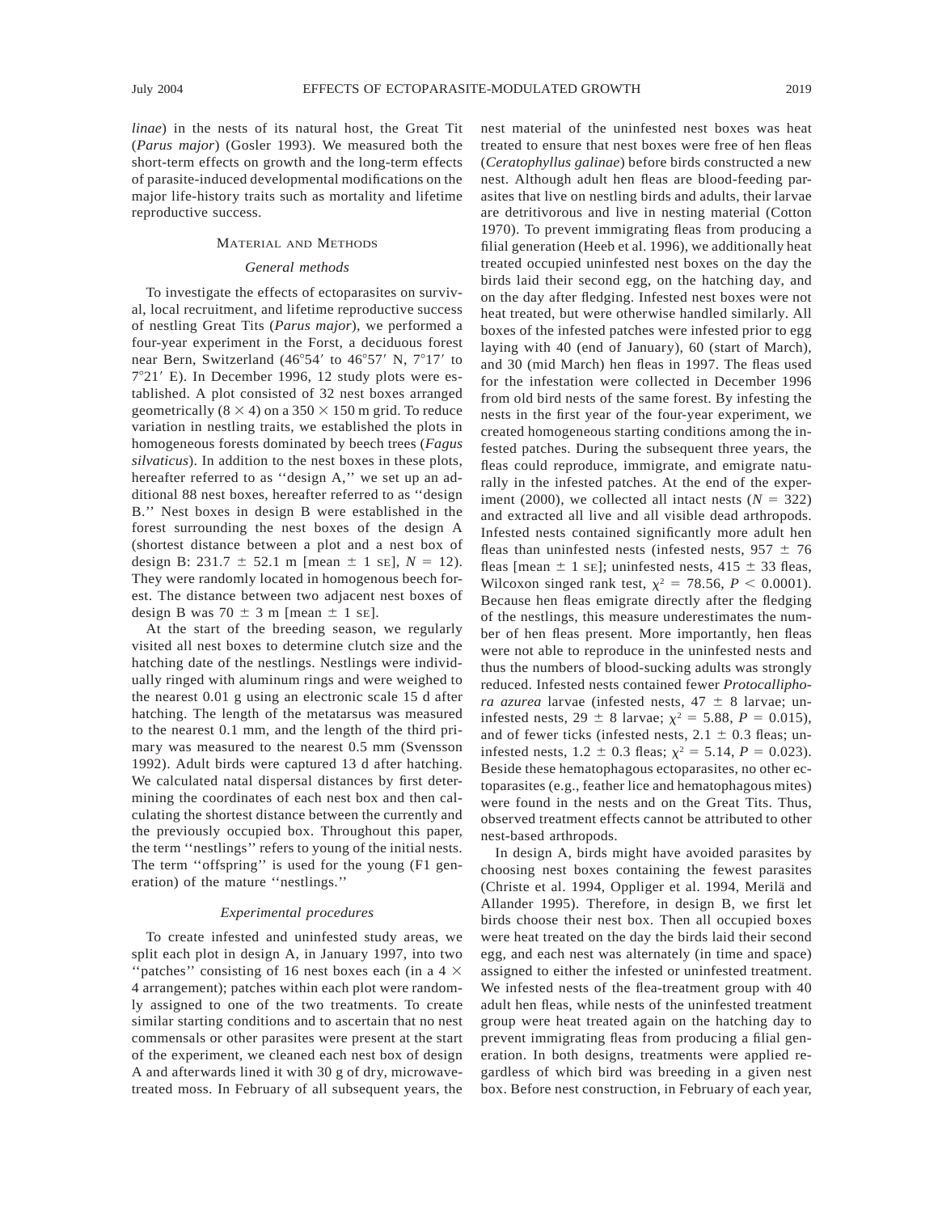*linae*) in the nests of its natural host, the Great Tit (*Parus major*) (Gosler 1993). We measured both the short-term effects on growth and the long-term effects of parasite-induced developmental modifications on the major life-history traits such as mortality and lifetime reproductive success.

## Material and Methods

### General methods

To investigate the effects of ectoparasites on survival, local recruitment, and lifetime reproductive success of nestling Great Tits (*Parus major*), we performed a four-year experiment in the Forst, a deciduous forest near Bern, Switzerland (46°54′ to 46°57′ N, 7°17′ to 7°21′ E). In December 1996, 12 study plots were established. A plot consisted of 32 nest boxes arranged geometrically (8 × 4) on a 350 × 150 m grid. To reduce variation in nestling traits, we established the plots in homogeneous forests dominated by beech trees (*Fagus silvaticus*). In addition to the nest boxes in these plots, hereafter referred to as ''design A,'' we set up an additional 88 nest boxes, hereafter referred to as ''design B.'' Nest boxes in design B were established in the forest surrounding the nest boxes of the design A (shortest distance between a plot and a nest box of design B: 231.7 ± 52.1 m [mean ± 1 SE], $N = 12$). They were randomly located in homogenous beech forest. The distance between two adjacent nest boxes of design B was 70 ± 3 m [mean ± 1 SE].

At the start of the breeding season, we regularly visited all nest boxes to determine clutch size and the hatching date of the nestlings. Nestlings were individually ringed with aluminum rings and were weighed to the nearest 0.01 g using an electronic scale 15 d after hatching. The length of the metatarsus was measured to the nearest 0.1 mm, and the length of the third primary was measured to the nearest 0.5 mm (Svensson 1992). Adult birds were captured 13 d after hatching. We calculated natal dispersal distances by first determining the coordinates of each nest box and then calculating the shortest distance between the currently and the previously occupied box. Throughout this paper, the term ''nestlings'' refers to young of the initial nests. The term ''offspring'' is used for the young (F1 generation) of the mature ''nestlings.''

### Experimental procedures

To create infested and uninfested study areas, we split each plot in design A, in January 1997, into two ''patches'' consisting of 16 nest boxes each (in a 4 × 4 arrangement); patches within each plot were randomly assigned to one of the two treatments. To create similar starting conditions and to ascertain that no nest commensals or other parasites were present at the start of the experiment, we cleaned each nest box of design A and afterwards lined it with 30 g of dry, microwave-treated moss. In February of all subsequent years, the nest material of the uninfested nest boxes was heat treated to ensure that nest boxes were free of hen fleas (*Ceratophyllus galinae*) before birds constructed a new nest. Although adult hen fleas are blood-feeding parasites that live on nestling birds and adults, their larvae are detritivorous and live in nesting material (Cotton 1970). To prevent immigrating fleas from producing a filial generation (Heeb et al. 1996), we additionally heat treated occupied uninfested nest boxes on the day the birds laid their second egg, on the hatching day, and on the day after fledging. Infested nest boxes were not heat treated, but were otherwise handled similarly. All boxes of the infested patches were infested prior to egg laying with 40 (end of January), 60 (start of March), and 30 (mid March) hen fleas in 1997. The fleas used for the infestation were collected in December 1996 from old bird nests of the same forest. By infesting the nests in the first year of the four-year experiment, we created homogeneous starting conditions among the infested patches. During the subsequent three years, the fleas could reproduce, immigrate, and emigrate naturally in the infested patches. At the end of the experiment (2000), we collected all intact nests ($N = 322$) and extracted all live and all visible dead arthropods. Infested nests contained significantly more adult hen fleas than uninfested nests (infested nests, 957 ± 76 fleas [mean ± 1 SE]; uninfested nests, 415 ± 33 fleas, Wilcoxon singed rank test, $\chi^2 = 78.56$, $P < 0.0001$). Because hen fleas emigrate directly after the fledging of the nestlings, this measure underestimates the number of hen fleas present. More importantly, hen fleas were not able to reproduce in the uninfested nests and thus the numbers of blood-sucking adults was strongly reduced. Infested nests contained fewer *Protocalliphora azurea* larvae (infested nests, 47 ± 8 larvae; uninfested nests, 29 ± 8 larvae; $\chi^2 = 5.88$, $P = 0.015$), and of fewer ticks (infested nests, 2.1 ± 0.3 fleas; uninfested nests, 1.2 ± 0.3 fleas; $\chi^2 = 5.14$, $P = 0.023$). Beside these hematophagous ectoparasites, no other ectoparasites (e.g., feather lice and hematophagous mites) were found in the nests and on the Great Tits. Thus, observed treatment effects cannot be attributed to other nest-based arthropods.

In design A, birds might have avoided parasites by choosing nest boxes containing the fewest parasites (Christe et al. 1994, Oppliger et al. 1994, Merilä and Allander 1995). Therefore, in design B, we first let birds choose their nest box. Then all occupied boxes were heat treated on the day the birds laid their second egg, and each nest was alternately (in time and space) assigned to either the infested or uninfested treatment. We infested nests of the flea-treatment group with 40 adult hen fleas, while nests of the uninfested treatment group were heat treated again on the hatching day to prevent immigrating fleas from producing a filial generation. In both designs, treatments were applied regardless of which bird was breeding in a given nest box. Before nest construction, in February of each year,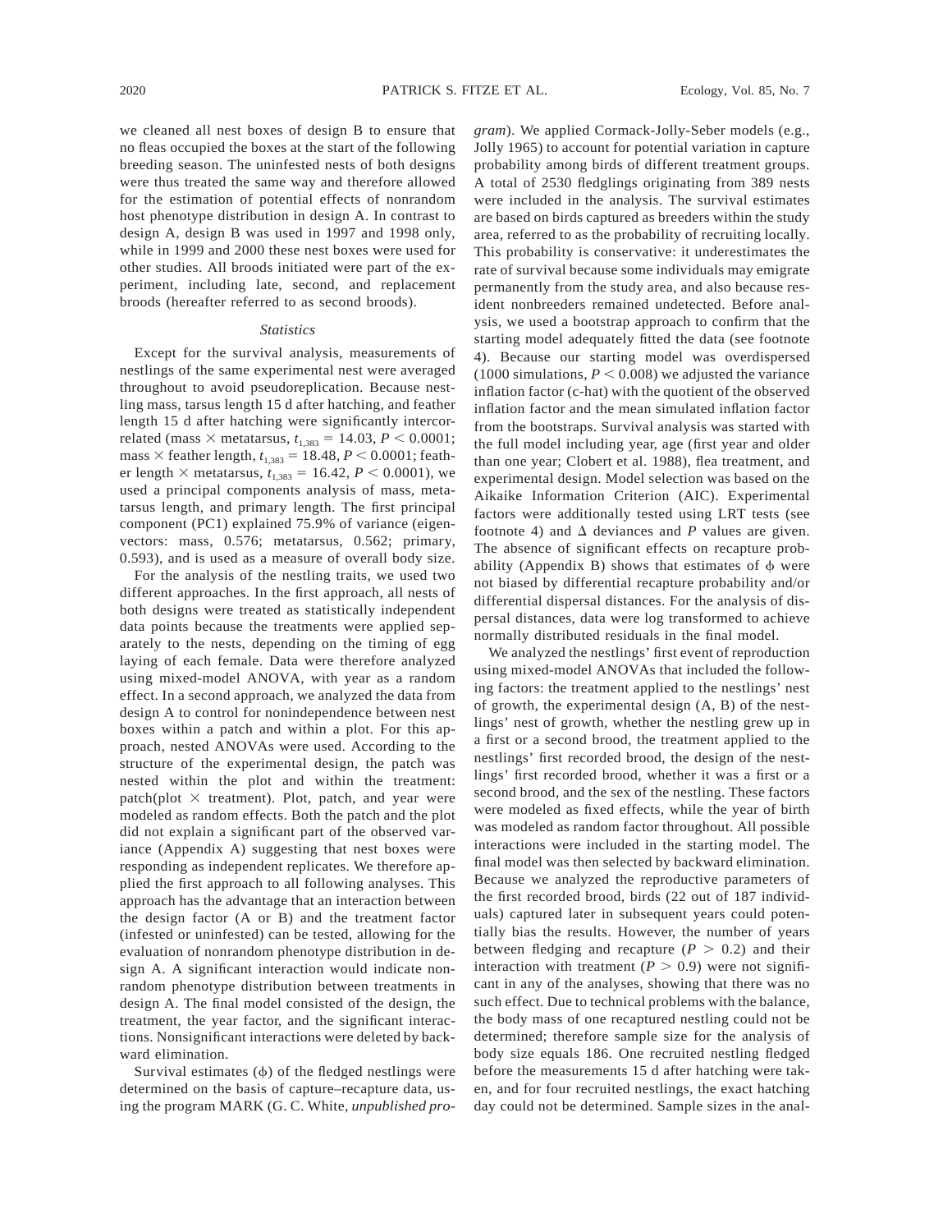we cleaned all nest boxes of design B to ensure that no fleas occupied the boxes at the start of the following breeding season. The uninfested nests of both designs were thus treated the same way and therefore allowed for the estimation of potential effects of nonrandom host phenotype distribution in design A. In contrast to design A, design B was used in 1997 and 1998 only, while in 1999 and 2000 these nest boxes were used for other studies. All broods initiated were part of the experiment, including late, second, and replacement broods (hereafter referred to as second broods).

### *Statistics*

Except for the survival analysis, measurements of nestlings of the same experimental nest were averaged throughout to avoid pseudoreplication. Because nestling mass, tarsus length 15 d after hatching, and feather length 15 d after hatching were significantly intercorrelated (mass × metatarsus, $t_{1,383} = 14.03$, $P < 0.0001$; mass × feather length, $t_{1,383} = 18.48$, $P < 0.0001$; feather length × metatarsus, $t_{1,383} = 16.42$, $P < 0.0001$), we used a principal components analysis of mass, metatarsus length, and primary length. The first principal component (PC1) explained 75.9% of variance (eigenvectors: mass, 0.576; metatarsus, 0.562; primary, 0.593), and is used as a measure of overall body size.

For the analysis of the nestling traits, we used two different approaches. In the first approach, all nests of both designs were treated as statistically independent data points because the treatments were applied separately to the nests, depending on the timing of egg laying of each female. Data were therefore analyzed using mixed-model ANOVA, with year as a random effect. In a second approach, we analyzed the data from design A to control for nonindependence between nest boxes within a patch and within a plot. For this approach, nested ANOVAs were used. According to the structure of the experimental design, the patch was nested within the plot and within the treatment: patch(plot × treatment). Plot, patch, and year were modeled as random effects. Both the patch and the plot did not explain a significant part of the observed variance (Appendix A) suggesting that nest boxes were responding as independent replicates. We therefore applied the first approach to all following analyses. This approach has the advantage that an interaction between the design factor (A or B) and the treatment factor (infested or uninfested) can be tested, allowing for the evaluation of nonrandom phenotype distribution in design A. A significant interaction would indicate nonrandom phenotype distribution between treatments in design A. The final model consisted of the design, the treatment, the year factor, and the significant interactions. Nonsignificant interactions were deleted by backward elimination.

Survival estimates ($\phi$) of the fledged nestlings were determined on the basis of capture–recapture data, using the program MARK (G. C. White, *unpublished program*). We applied Cormack-Jolly-Seber models (e.g., Jolly 1965) to account for potential variation in capture probability among birds of different treatment groups. A total of 2530 fledglings originating from 389 nests were included in the analysis. The survival estimates are based on birds captured as breeders within the study area, referred to as the probability of recruiting locally. This probability is conservative: it underestimates the rate of survival because some individuals may emigrate permanently from the study area, and also because resident nonbreeders remained undetected. Before analysis, we used a bootstrap approach to confirm that the starting model adequately fitted the data (see footnote 4). Because our starting model was overdispersed (1000 simulations, $P < 0.008$) we adjusted the variance inflation factor (c-hat) with the quotient of the observed inflation factor and the mean simulated inflation factor from the bootstraps. Survival analysis was started with the full model including year, age (first year and older than one year; Clobert et al. 1988), flea treatment, and experimental design. Model selection was based on the Aikaike Information Criterion (AIC). Experimental factors were additionally tested using LRT tests (see footnote 4) and $\Delta$ deviances and $P$ values are given. The absence of significant effects on recapture probability (Appendix B) shows that estimates of $\phi$ were not biased by differential recapture probability and/or differential dispersal distances. For the analysis of dispersal distances, data were log transformed to achieve normally distributed residuals in the final model.

We analyzed the nestlings' first event of reproduction using mixed-model ANOVAs that included the following factors: the treatment applied to the nestlings' nest of growth, the experimental design (A, B) of the nestlings' nest of growth, whether the nestling grew up in a first or a second brood, the treatment applied to the nestlings' first recorded brood, the design of the nestlings' first recorded brood, whether it was a first or a second brood, and the sex of the nestling. These factors were modeled as fixed effects, while the year of birth was modeled as random factor throughout. All possible interactions were included in the starting model. The final model was then selected by backward elimination. Because we analyzed the reproductive parameters of the first recorded brood, birds (22 out of 187 individuals) captured later in subsequent years could potentially bias the results. However, the number of years between fledging and recapture ($P > 0.2$) and their interaction with treatment ($P > 0.9$) were not significant in any of the analyses, showing that there was no such effect. Due to technical problems with the balance, the body mass of one recaptured nestling could not be determined; therefore sample size for the analysis of body size equals 186. One recruited nestling fledged before the measurements 15 d after hatching were taken, and for four recruited nestlings, the exact hatching day could not be determined. Sample sizes in the anal-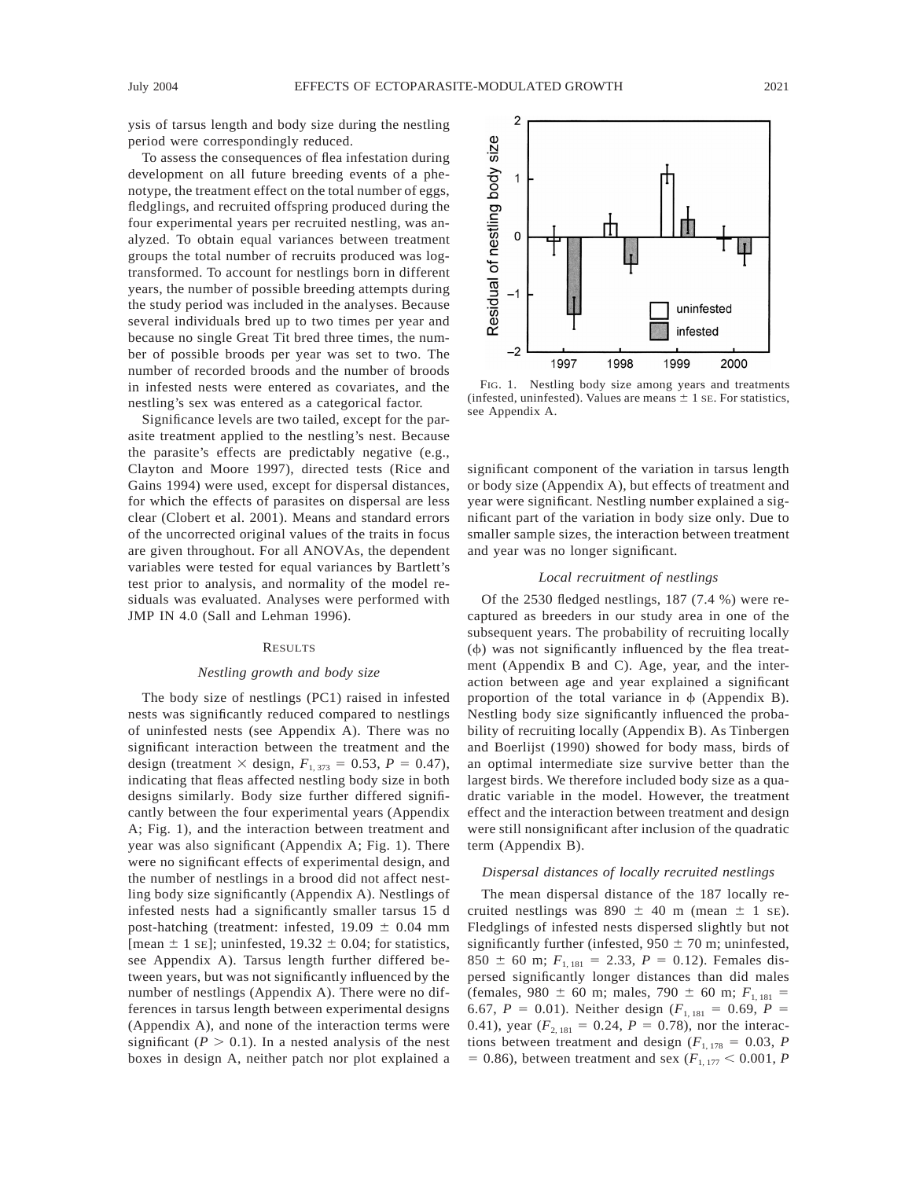ysis of tarsus length and body size during the nestling period were correspondingly reduced.

To assess the consequences of flea infestation during development on all future breeding events of a phenotype, the treatment effect on the total number of eggs, fledglings, and recruited offspring produced during the four experimental years per recruited nestling, was analyzed. To obtain equal variances between treatment groups the total number of recruits produced was log-transformed. To account for nestlings born in different years, the number of possible breeding attempts during the study period was included in the analyses. Because several individuals bred up to two times per year and because no single Great Tit bred three times, the number of possible broods per year was set to two. The number of recorded broods and the number of broods in infested nests were entered as covariates, and the nestling's sex was entered as a categorical factor.

Significance levels are two tailed, except for the parasite treatment applied to the nestling's nest. Because the parasite's effects are predictably negative (e.g., Clayton and Moore 1997), directed tests (Rice and Gains 1994) were used, except for dispersal distances, for which the effects of parasites on dispersal are less clear (Clobert et al. 2001). Means and standard errors of the uncorrected original values of the traits in focus are given throughout. For all ANOVAs, the dependent variables were tested for equal variances by Bartlett's test prior to analysis, and normality of the model residuals was evaluated. Analyses were performed with JMP IN 4.0 (Sall and Lehman 1996).

## Results

### *Nestling growth and body size*

The body size of nestlings (PC1) raised in infested nests was significantly reduced compared to nestlings of uninfested nests (see Appendix A). There was no significant interaction between the treatment and the design (treatment × design, $F_{1,373} = 0.53$, $P = 0.47$), indicating that fleas affected nestling body size in both designs similarly. Body size further differed significantly between the four experimental years (Appendix A; Fig. 1), and the interaction between treatment and year was also significant (Appendix A; Fig. 1). There were no significant effects of experimental design, and the number of nestlings in a brood did not affect nestling body size significantly (Appendix A). Nestlings of infested nests had a significantly smaller tarsus 15 d post-hatching (treatment: infested, 19.09 ± 0.04 mm [mean ± 1 SE]; uninfested, 19.32 ± 0.04; for statistics, see Appendix A). Tarsus length further differed between years, but was not significantly influenced by the number of nestlings (Appendix A). There were no differences in tarsus length between experimental designs (Appendix A), and none of the interaction terms were significant ($P > 0.1$). In a nested analysis of the nest boxes in design A, neither patch nor plot explained a significant component of the variation in tarsus length or body size (Appendix A), but effects of treatment and year were significant. Nestling number explained a significant part of the variation in body size only. Due to smaller sample sizes, the interaction between treatment and year was no longer significant.

FIG. 1. Nestling body size among years and treatments (infested, uninfested). Values are means ± 1 SE. For statistics, see Appendix A.

### *Local recruitment of nestlings*

Of the 2530 fledged nestlings, 187 (7.4 %) were recaptured as breeders in our study area in one of the subsequent years. The probability of recruiting locally ($\phi$) was not significantly influenced by the flea treatment (Appendix B and C). Age, year, and the interaction between age and year explained a significant proportion of the total variance in $\phi$ (Appendix B). Nestling body size significantly influenced the probability of recruiting locally (Appendix B). As Tinbergen and Boerlijst (1990) showed for body mass, birds of an optimal intermediate size survive better than the largest birds. We therefore included body size as a quadratic variable in the model. However, the treatment effect and the interaction between treatment and design were still nonsignificant after inclusion of the quadratic term (Appendix B).

### *Dispersal distances of locally recruited nestlings*

The mean dispersal distance of the 187 locally recruited nestlings was 890 ± 40 m (mean ± 1 SE). Fledglings of infested nests dispersed slightly but not significantly further (infested, 950 ± 70 m; uninfested, 850 ± 60 m; $F_{1,181} = 2.33$, $P = 0.12$). Females dispersed significantly longer distances than did males (females, 980 ± 60 m; males, 790 ± 60 m; $F_{1,181} = 6.67$, $P = 0.01$). Neither design ($F_{1,181} = 0.69$, $P = 0.41$), year ($F_{2,181} = 0.24$, $P = 0.78$), nor the interactions between treatment and design ($F_{1,178} = 0.03$, $P = 0.86$), between treatment and sex ($F_{1,177} < 0.001$, $P$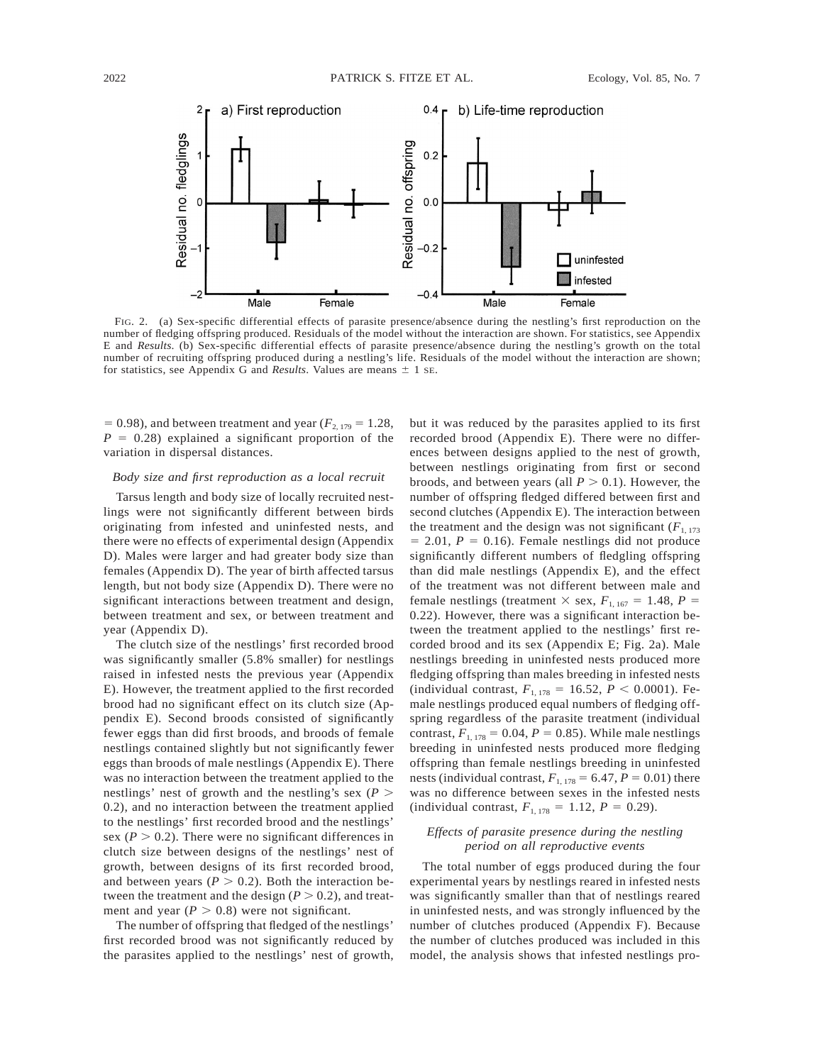FIG. 2. (a) Sex-specific differential effects of parasite presence/absence during the nestling's first reproduction on the number of fledging offspring produced. Residuals of the model without the interaction are shown. For statistics, see Appendix E and *Results*. (b) Sex-specific differential effects of parasite presence/absence during the nestling's growth on the total number of recruiting offspring produced during a nestling's life. Residuals of the model without the interaction are shown; for statistics, see Appendix G and *Results*. Values are means ± 1 SE.

= 0.98), and between treatment and year ($F_{2, 179} = 1.28$, $P = 0.28$) explained a significant proportion of the variation in dispersal distances.

### *Body size and first reproduction as a local recruit*

Tarsus length and body size of locally recruited nestlings were not significantly different between birds originating from infested and uninfested nests, and there were no effects of experimental design (Appendix D). Males were larger and had greater body size than females (Appendix D). The year of birth affected tarsus length, but not body size (Appendix D). There were no significant interactions between treatment and design, between treatment and sex, or between treatment and year (Appendix D).

The clutch size of the nestlings' first recorded brood was significantly smaller (5.8% smaller) for nestlings raised in infested nests the previous year (Appendix E). However, the treatment applied to the first recorded brood had no significant effect on its clutch size (Appendix E). Second broods consisted of significantly fewer eggs than did first broods, and broods of female nestlings contained slightly but not significantly fewer eggs than broods of male nestlings (Appendix E). There was no interaction between the treatment applied to the nestlings' nest of growth and the nestling's sex ($P > 0.2$), and no interaction between the treatment applied to the nestlings' first recorded brood and the nestlings' sex ($P > 0.2$). There were no significant differences in clutch size between designs of the nestlings' nest of growth, between designs of its first recorded brood, and between years ($P > 0.2$). Both the interaction between the treatment and the design ($P > 0.2$), and treatment and year ($P > 0.8$) were not significant.

The number of offspring that fledged of the nestlings' first recorded brood was not significantly reduced by the parasites applied to the nestlings' nest of growth, but it was reduced by the parasites applied to its first recorded brood (Appendix E). There were no differences between designs applied to the nest of growth, between nestlings originating from first or second broods, and between years (all $P > 0.1$). However, the number of offspring fledged differed between first and second clutches (Appendix E). The interaction between the treatment and the design was not significant ($F_{1, 173} = 2.01$, $P = 0.16$). Female nestlings did not produce significantly different numbers of fledgling offspring than did male nestlings (Appendix E), and the effect of the treatment was not different between male and female nestlings (treatment × sex, $F_{1, 167} = 1.48$, $P = 0.22$). However, there was a significant interaction between the treatment applied to the nestlings' first recorded brood and its sex (Appendix E; Fig. 2a). Male nestlings breeding in uninfested nests produced more fledging offspring than males breeding in infested nests (individual contrast, $F_{1, 178} = 16.52$, $P < 0.0001$). Female nestlings produced equal numbers of fledging offspring regardless of the parasite treatment (individual contrast, $F_{1, 178} = 0.04$, $P = 0.85$). While male nestlings breeding in uninfested nests produced more fledging offspring than female nestlings breeding in uninfested nests (individual contrast, $F_{1, 178} = 6.47$, $P = 0.01$) there was no difference between sexes in the infested nests (individual contrast, $F_{1, 178} = 1.12$, $P = 0.29$).

### *Effects of parasite presence during the nestling period on all reproductive events*

The total number of eggs produced during the four experimental years by nestlings reared in infested nests was significantly smaller than that of nestlings reared in uninfested nests, and was strongly influenced by the number of clutches produced (Appendix F). Because the number of clutches produced was included in this model, the analysis shows that infested nestlings pro-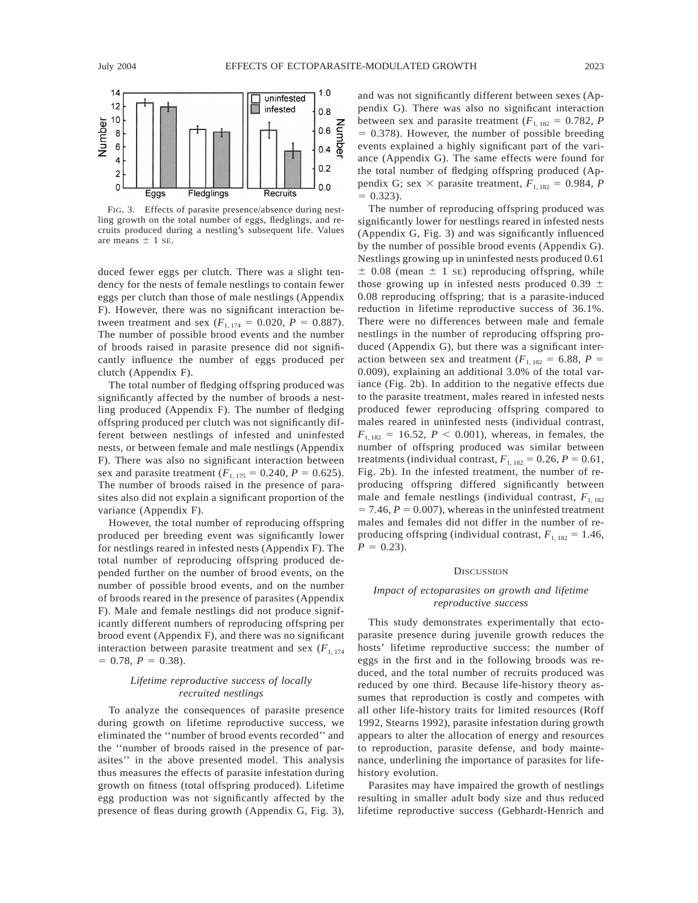FIG. 3. Effects of parasite presence/absence during nestling growth on the total number of eggs, fledglings, and recruits produced during a nestling's subsequent life. Values are means ± 1 SE.

duced fewer eggs per clutch. There was a slight tendency for the nests of female nestlings to contain fewer eggs per clutch than those of male nestlings (Appendix F). However, there was no significant interaction between treatment and sex ($F_{1,174} = 0.020$, $P = 0.887$). The number of possible brood events and the number of broods raised in parasite presence did not significantly influence the number of eggs produced per clutch (Appendix F).

The total number of fledging offspring produced was significantly affected by the number of broods a nestling produced (Appendix F). The number of fledging offspring produced per clutch was not significantly different between nestlings of infested and uninfested nests, or between female and male nestlings (Appendix F). There was also no significant interaction between sex and parasite treatment ($F_{1,175} = 0.240$, $P = 0.625$). The number of broods raised in the presence of parasites also did not explain a significant proportion of the variance (Appendix F).

However, the total number of reproducing offspring produced per breeding event was significantly lower for nestlings reared in infested nests (Appendix F). The total number of reproducing offspring produced depended further on the number of brood events, on the number of possible brood events, and on the number of broods reared in the presence of parasites (Appendix F). Male and female nestlings did not produce significantly different numbers of reproducing offspring per brood event (Appendix F), and there was no significant interaction between parasite treatment and sex ($F_{1,174} = 0.78$, $P = 0.38$).

### *Lifetime reproductive success of locally recruited nestlings*

To analyze the consequences of parasite presence during growth on lifetime reproductive success, we eliminated the ''number of brood events recorded'' and the ''number of broods raised in the presence of parasites'' in the above presented model. This analysis thus measures the effects of parasite infestation during growth on fitness (total offspring produced). Lifetime egg production was not significantly affected by the presence of fleas during growth (Appendix G, Fig. 3), and was not significantly different between sexes (Appendix G). There was also no significant interaction between sex and parasite treatment ($F_{1,182} = 0.782$, $P = 0.378$). However, the number of possible breeding events explained a highly significant part of the variance (Appendix G). The same effects were found for the total number of fledging offspring produced (Appendix G; sex × parasite treatment, $F_{1,182} = 0.984$, $P = 0.323$).

The number of reproducing offspring produced was significantly lower for nestlings reared in infested nests (Appendix G, Fig. 3) and was significantly influenced by the number of possible brood events (Appendix G). Nestlings growing up in uninfested nests produced 0.61 ± 0.08 (mean ± 1 SE) reproducing offspring, while those growing up in infested nests produced 0.39 ± 0.08 reproducing offspring; that is a parasite-induced reduction in lifetime reproductive success of 36.1%. There were no differences between male and female nestlings in the number of reproducing offspring produced (Appendix G), but there was a significant interaction between sex and treatment ($F_{1,182} = 6.88$, $P = 0.009$), explaining an additional 3.0% of the total variance (Fig. 2b). In addition to the negative effects due to the parasite treatment, males reared in infested nests produced fewer reproducing offspring compared to males reared in uninfested nests (individual contrast, $F_{1,182} = 16.52$, $P < 0.001$), whereas, in females, the number of offspring produced was similar between treatments (individual contrast, $F_{1,182} = 0.26$, $P = 0.61$, Fig. 2b). In the infested treatment, the number of reproducing offspring differed significantly between male and female nestlings (individual contrast, $F_{1,182} = 7.46$, $P = 0.007$), whereas in the uninfested treatment males and females did not differ in the number of reproducing offspring (individual contrast, $F_{1,182} = 1.46$, $P = 0.23$).

## DISCUSSION

### *Impact of ectoparasites on growth and lifetime reproductive success*

This study demonstrates experimentally that ectoparasite presence during juvenile growth reduces the hosts' lifetime reproductive success: the number of eggs in the first and in the following broods was reduced, and the total number of recruits produced was reduced by one third. Because life-history theory assumes that reproduction is costly and competes with all other life-history traits for limited resources (Roff 1992, Stearns 1992), parasite infestation during growth appears to alter the allocation of energy and resources to reproduction, parasite defense, and body maintenance, underlining the importance of parasites for life-history evolution.

Parasites may have impaired the growth of nestlings resulting in smaller adult body size and thus reduced lifetime reproductive success (Gebhardt-Henrich and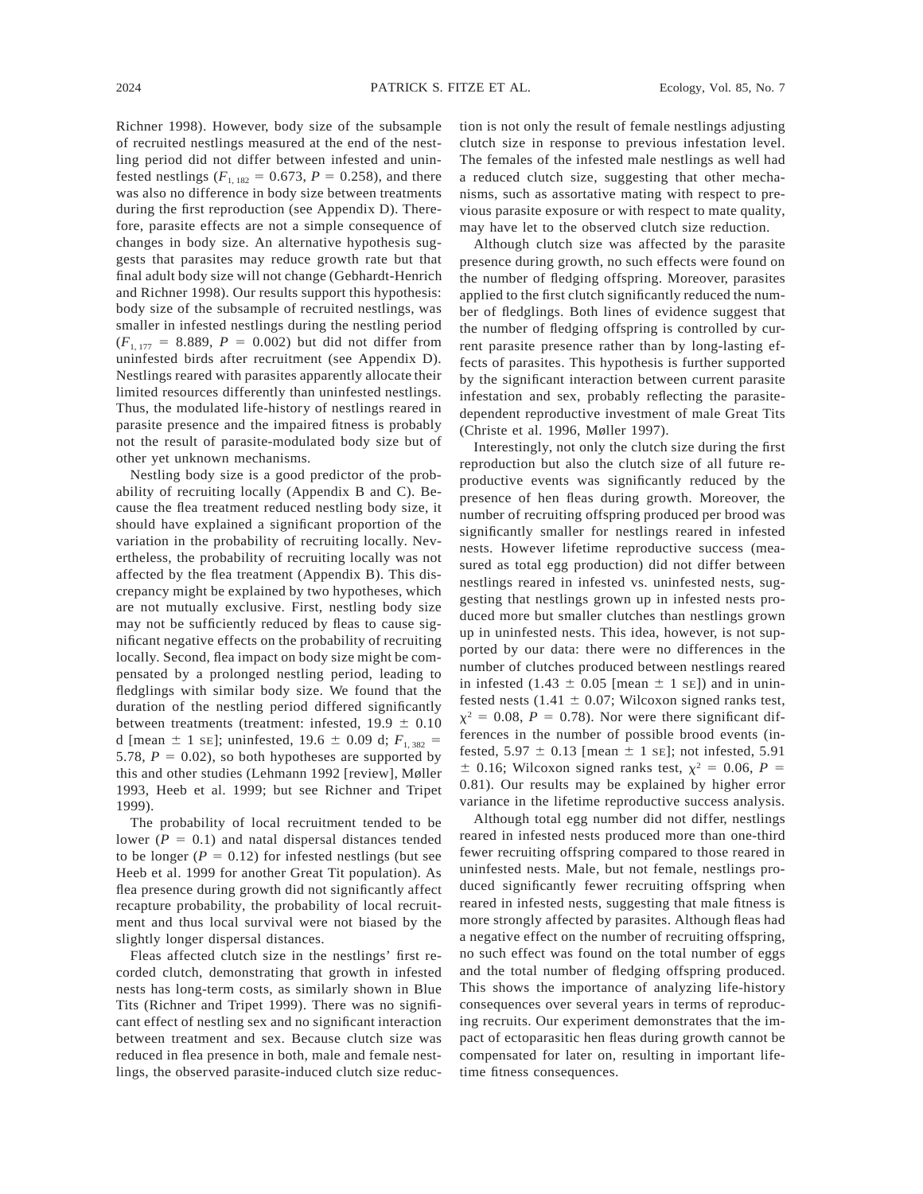Richner 1998). However, body size of the subsample of recruited nestlings measured at the end of the nestling period did not differ between infested and uninfested nestlings ($F_{1, 182} = 0.673$, $P = 0.258$), and there was also no difference in body size between treatments during the first reproduction (see Appendix D). Therefore, parasite effects are not a simple consequence of changes in body size. An alternative hypothesis suggests that parasites may reduce growth rate but that final adult body size will not change (Gebhardt-Henrich and Richner 1998). Our results support this hypothesis: body size of the subsample of recruited nestlings, was smaller in infested nestlings during the nestling period ($F_{1, 177} = 8.889$, $P = 0.002$) but did not differ from uninfested birds after recruitment (see Appendix D). Nestlings reared with parasites apparently allocate their limited resources differently than uninfested nestlings. Thus, the modulated life-history of nestlings reared in parasite presence and the impaired fitness is probably not the result of parasite-modulated body size but of other yet unknown mechanisms.

Nestling body size is a good predictor of the probability of recruiting locally (Appendix B and C). Because the flea treatment reduced nestling body size, it should have explained a significant proportion of the variation in the probability of recruiting locally. Nevertheless, the probability of recruiting locally was not affected by the flea treatment (Appendix B). This discrepancy might be explained by two hypotheses, which are not mutually exclusive. First, nestling body size may not be sufficiently reduced by fleas to cause significant negative effects on the probability of recruiting locally. Second, flea impact on body size might be compensated by a prolonged nestling period, leading to fledglings with similar body size. We found that the duration of the nestling period differed significantly between treatments (treatment: infested, 19.9 ± 0.10 d [mean ± 1 SE]; uninfested, 19.6 ± 0.09 d; $F_{1, 382} = 5.78$, $P = 0.02$), so both hypotheses are supported by this and other studies (Lehmann 1992 [review], Møller 1993, Heeb et al. 1999; but see Richner and Tripet 1999).

The probability of local recruitment tended to be lower ($P = 0.1$) and natal dispersal distances tended to be longer ($P = 0.12$) for infested nestlings (but see Heeb et al. 1999 for another Great Tit population). As flea presence during growth did not significantly affect recapture probability, the probability of local recruitment and thus local survival were not biased by the slightly longer dispersal distances.

Fleas affected clutch size in the nestlings' first recorded clutch, demonstrating that growth in infested nests has long-term costs, as similarly shown in Blue Tits (Richner and Tripet 1999). There was no significant effect of nestling sex and no significant interaction between treatment and sex. Because clutch size was reduced in flea presence in both, male and female nestlings, the observed parasite-induced clutch size reduction is not only the result of female nestlings adjusting clutch size in response to previous infestation level. The females of the infested male nestlings as well had a reduced clutch size, suggesting that other mechanisms, such as assortative mating with respect to previous parasite exposure or with respect to mate quality, may have let to the observed clutch size reduction.

Although clutch size was affected by the parasite presence during growth, no such effects were found on the number of fledging offspring. Moreover, parasites applied to the first clutch significantly reduced the number of fledglings. Both lines of evidence suggest that the number of fledging offspring is controlled by current parasite presence rather than by long-lasting effects of parasites. This hypothesis is further supported by the significant interaction between current parasite infestation and sex, probably reflecting the parasite-dependent reproductive investment of male Great Tits (Christe et al. 1996, Møller 1997).

Interestingly, not only the clutch size during the first reproduction but also the clutch size of all future reproductive events was significantly reduced by the presence of hen fleas during growth. Moreover, the number of recruiting offspring produced per brood was significantly smaller for nestlings reared in infested nests. However lifetime reproductive success (measured as total egg production) did not differ between nestlings reared in infested vs. uninfested nests, suggesting that nestlings grown up in infested nests produced more but smaller clutches than nestlings grown up in uninfested nests. This idea, however, is not supported by our data: there were no differences in the number of clutches produced between nestlings reared in infested (1.43 ± 0.05 [mean ± 1 SE]) and in uninfested nests (1.41 ± 0.07; Wilcoxon signed ranks test, $\chi^2 = 0.08$, $P = 0.78$). Nor were there significant differences in the number of possible brood events (infested, 5.97 ± 0.13 [mean ± 1 SE]; not infested, 5.91 ± 0.16; Wilcoxon signed ranks test, $\chi^2 = 0.06$, $P = 0.81$). Our results may be explained by higher error variance in the lifetime reproductive success analysis.

Although total egg number did not differ, nestlings reared in infested nests produced more than one-third fewer recruiting offspring compared to those reared in uninfested nests. Male, but not female, nestlings produced significantly fewer recruiting offspring when reared in infested nests, suggesting that male fitness is more strongly affected by parasites. Although fleas had a negative effect on the number of recruiting offspring, no such effect was found on the total number of eggs and the total number of fledging offspring produced. This shows the importance of analyzing life-history consequences over several years in terms of reproducing recruits. Our experiment demonstrates that the impact of ectoparasitic hen fleas during growth cannot be compensated for later on, resulting in important lifetime fitness consequences.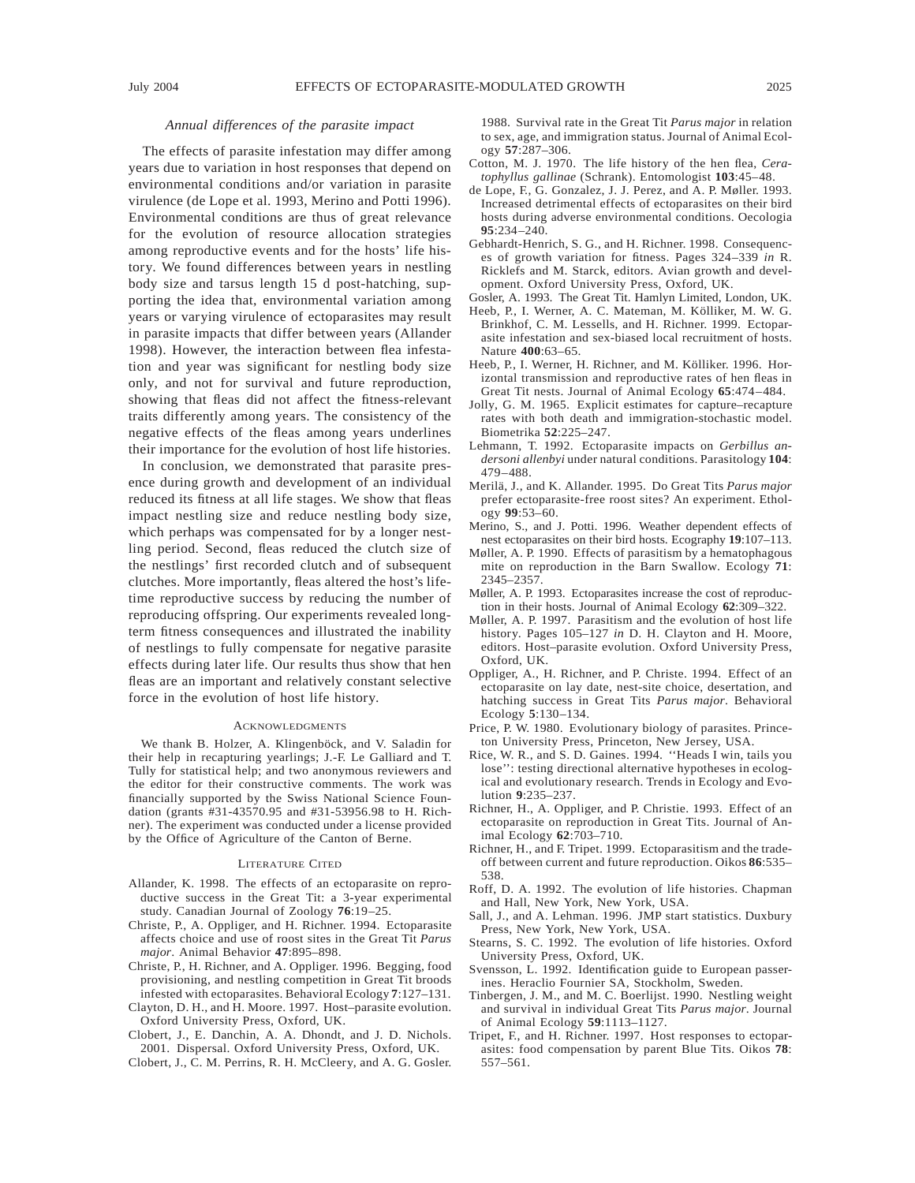### *Annual differences of the parasite impact*

The effects of parasite infestation may differ among years due to variation in host responses that depend on environmental conditions and/or variation in parasite virulence (de Lope et al. 1993, Merino and Potti 1996). Environmental conditions are thus of great relevance for the evolution of resource allocation strategies among reproductive events and for the hosts' life history. We found differences between years in nestling body size and tarsus length 15 d post-hatching, supporting the idea that, environmental variation among years or varying virulence of ectoparasites may result in parasite impacts that differ between years (Allander 1998). However, the interaction between flea infestation and year was significant for nestling body size only, and not for survival and future reproduction, showing that fleas did not affect the fitness-relevant traits differently among years. The consistency of the negative effects of the fleas among years underlines their importance for the evolution of host life histories.

In conclusion, we demonstrated that parasite presence during growth and development of an individual reduced its fitness at all life stages. We show that fleas impact nestling size and reduce nestling body size, which perhaps was compensated for by a longer nestling period. Second, fleas reduced the clutch size of the nestlings' first recorded clutch and of subsequent clutches. More importantly, fleas altered the host's lifetime reproductive success by reducing the number of reproducing offspring. Our experiments revealed long-term fitness consequences and illustrated the inability of nestlings to fully compensate for negative parasite effects during later life. Our results thus show that hen fleas are an important and relatively constant selective force in the evolution of host life history.

## Acknowledgments

We thank B. Holzer, A. Klingenböck, and V. Saladin for their help in recapturing yearlings; J.-F. Le Galliard and T. Tully for statistical help; and two anonymous reviewers and the editor for their constructive comments. The work was financially supported by the Swiss National Science Foundation (grants #31-43570.95 and #31-53956.98 to H. Richner). The experiment was conducted under a license provided by the Office of Agriculture of the Canton of Berne.

## Literature Cited

Allander, K. 1998. The effects of an ectoparasite on reproductive success in the Great Tit: a 3-year experimental study. Canadian Journal of Zoology **76**:19–25.

Christe, P., A. Oppliger, and H. Richner. 1994. Ectoparasite affects choice and use of roost sites in the Great Tit *Parus major*. Animal Behavior **47**:895–898.

Christe, P., H. Richner, and A. Oppliger. 1996. Begging, food provisioning, and nestling competition in Great Tit broods infested with ectoparasites. Behavioral Ecology **7**:127–131.

Clayton, D. H., and H. Moore. 1997. Host–parasite evolution. Oxford University Press, Oxford, UK.

Clobert, J., E. Danchin, A. A. Dhondt, and J. D. Nichols. 2001. Dispersal. Oxford University Press, Oxford, UK.

Clobert, J., C. M. Perrins, R. H. McCleery, and A. G. Gosler. 1988. Survival rate in the Great Tit *Parus major* in relation to sex, age, and immigration status. Journal of Animal Ecology **57**:287–306.

Cotton, M. J. 1970. The life history of the hen flea, *Ceratophyllus gallinae* (Schrank). Entomologist **103**:45–48.

de Lope, F., G. Gonzalez, J. J. Perez, and A. P. Møller. 1993. Increased detrimental effects of ectoparasites on their bird hosts during adverse environmental conditions. Oecologia **95**:234–240.

Gebhardt-Henrich, S. G., and H. Richner. 1998. Consequences of growth variation for fitness. Pages 324–339 *in* R. Ricklefs and M. Starck, editors. Avian growth and development. Oxford University Press, Oxford, UK.

Gosler, A. 1993. The Great Tit. Hamlyn Limited, London, UK.

Heeb, P., I. Werner, A. C. Mateman, M. Kölliker, M. W. G. Brinkhof, C. M. Lessells, and H. Richner. 1999. Ectoparasite infestation and sex-biased local recruitment of hosts. Nature **400**:63–65.

Heeb, P., I. Werner, H. Richner, and M. Kölliker. 1996. Horizontal transmission and reproductive rates of hen fleas in Great Tit nests. Journal of Animal Ecology **65**:474–484.

Jolly, G. M. 1965. Explicit estimates for capture–recapture rates with both death and immigration-stochastic model. Biometrika **52**:225–247.

Lehmann, T. 1992. Ectoparasite impacts on *Gerbillus andersoni allenbyi* under natural conditions. Parasitology **104**: 479–488.

Merilä, J., and K. Allander. 1995. Do Great Tits *Parus major* prefer ectoparasite-free roost sites? An experiment. Ethology **99**:53–60.

Merino, S., and J. Potti. 1996. Weather dependent effects of nest ectoparasites on their bird hosts. Ecography **19**:107–113.

Møller, A. P. 1990. Effects of parasitism by a hematophagous mite on reproduction in the Barn Swallow. Ecology **71**: 2345–2357.

Møller, A. P. 1993. Ectoparasites increase the cost of reproduction in their hosts. Journal of Animal Ecology **62**:309–322.

Møller, A. P. 1997. Parasitism and the evolution of host life history. Pages 105–127 *in* D. H. Clayton and H. Moore, editors. Host–parasite evolution. Oxford University Press, Oxford, UK.

Oppliger, A., H. Richner, and P. Christe. 1994. Effect of an ectoparasite on lay date, nest-site choice, desertation, and hatching success in Great Tits *Parus major*. Behavioral Ecology **5**:130–134.

Price, P. W. 1980. Evolutionary biology of parasites. Princeton University Press, Princeton, New Jersey, USA.

Rice, W. R., and S. D. Gaines. 1994. ''Heads I win, tails you lose'': testing directional alternative hypotheses in ecological and evolutionary research. Trends in Ecology and Evolution **9**:235–237.

Richner, H., A. Oppliger, and P. Christie. 1993. Effect of an ectoparasite on reproduction in Great Tits. Journal of Animal Ecology **62**:703–710.

Richner, H., and F. Tripet. 1999. Ectoparasitism and the tradeoff between current and future reproduction. Oikos **86**:535–538.

Roff, D. A. 1992. The evolution of life histories. Chapman and Hall, New York, New York, USA.

Sall, J., and A. Lehman. 1996. JMP start statistics. Duxbury Press, New York, New York, USA.

Stearns, S. C. 1992. The evolution of life histories. Oxford University Press, Oxford, UK.

Svensson, L. 1992. Identification guide to European passerines. Heraclio Fournier SA, Stockholm, Sweden.

Tinbergen, J. M., and M. C. Boerlijst. 1990. Nestling weight and survival in individual Great Tits *Parus major*. Journal of Animal Ecology **59**:1113–1127.

Tripet, F., and H. Richner. 1997. Host responses to ectoparasites: food compensation by parent Blue Tits. Oikos **78**: 557–561.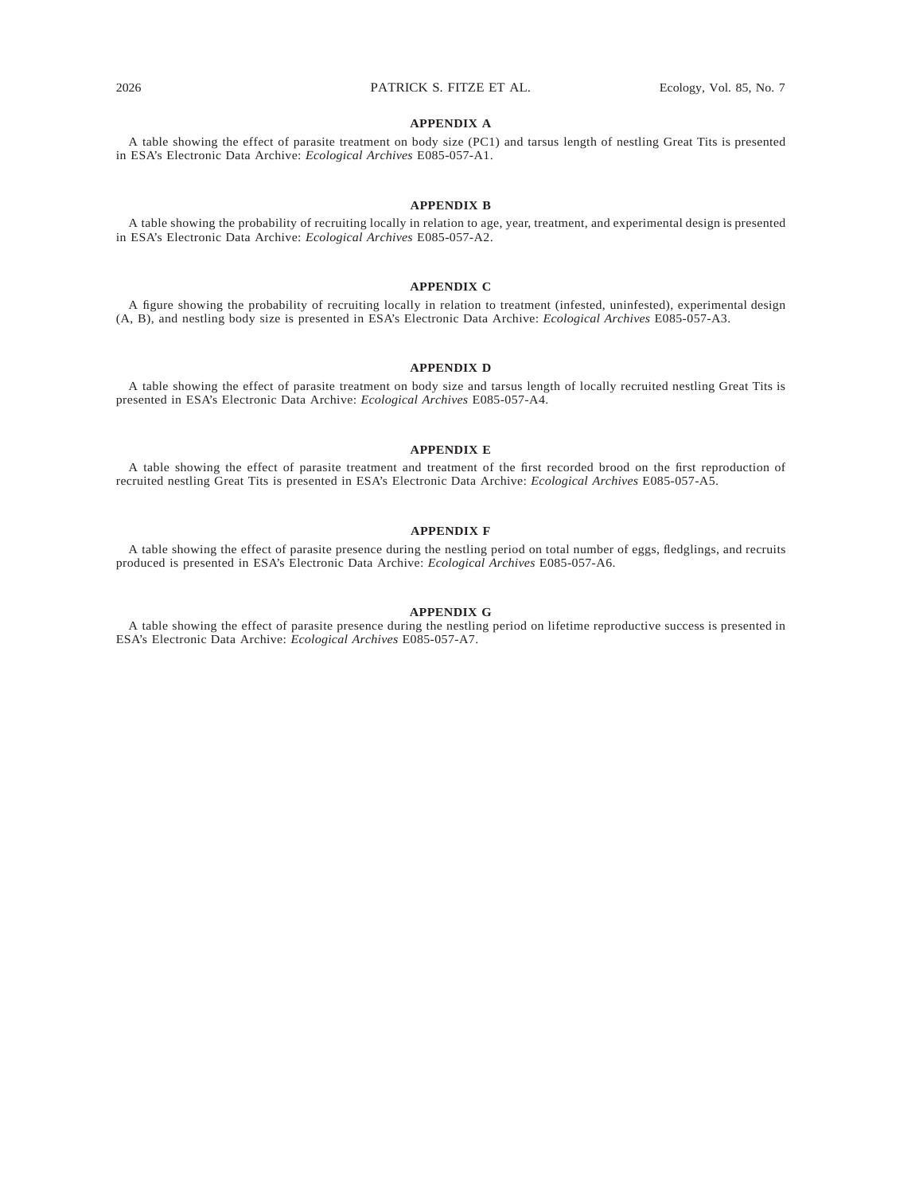## APPENDIX A

A table showing the effect of parasite treatment on body size (PC1) and tarsus length of nestling Great Tits is presented in ESA's Electronic Data Archive: *Ecological Archives* E085-057-A1.

## APPENDIX B

A table showing the probability of recruiting locally in relation to age, year, treatment, and experimental design is presented in ESA's Electronic Data Archive: *Ecological Archives* E085-057-A2.

## APPENDIX C

A figure showing the probability of recruiting locally in relation to treatment (infested, uninfested), experimental design (A, B), and nestling body size is presented in ESA's Electronic Data Archive: *Ecological Archives* E085-057-A3.

## APPENDIX D

A table showing the effect of parasite treatment on body size and tarsus length of locally recruited nestling Great Tits is presented in ESA's Electronic Data Archive: *Ecological Archives* E085-057-A4.

## APPENDIX E

A table showing the effect of parasite treatment and treatment of the first recorded brood on the first reproduction of recruited nestling Great Tits is presented in ESA's Electronic Data Archive: *Ecological Archives* E085-057-A5.

## APPENDIX F

A table showing the effect of parasite presence during the nestling period on total number of eggs, fledglings, and recruits produced is presented in ESA's Electronic Data Archive: *Ecological Archives* E085-057-A6.

## APPENDIX G

A table showing the effect of parasite presence during the nestling period on lifetime reproductive success is presented in ESA's Electronic Data Archive: *Ecological Archives* E085-057-A7.